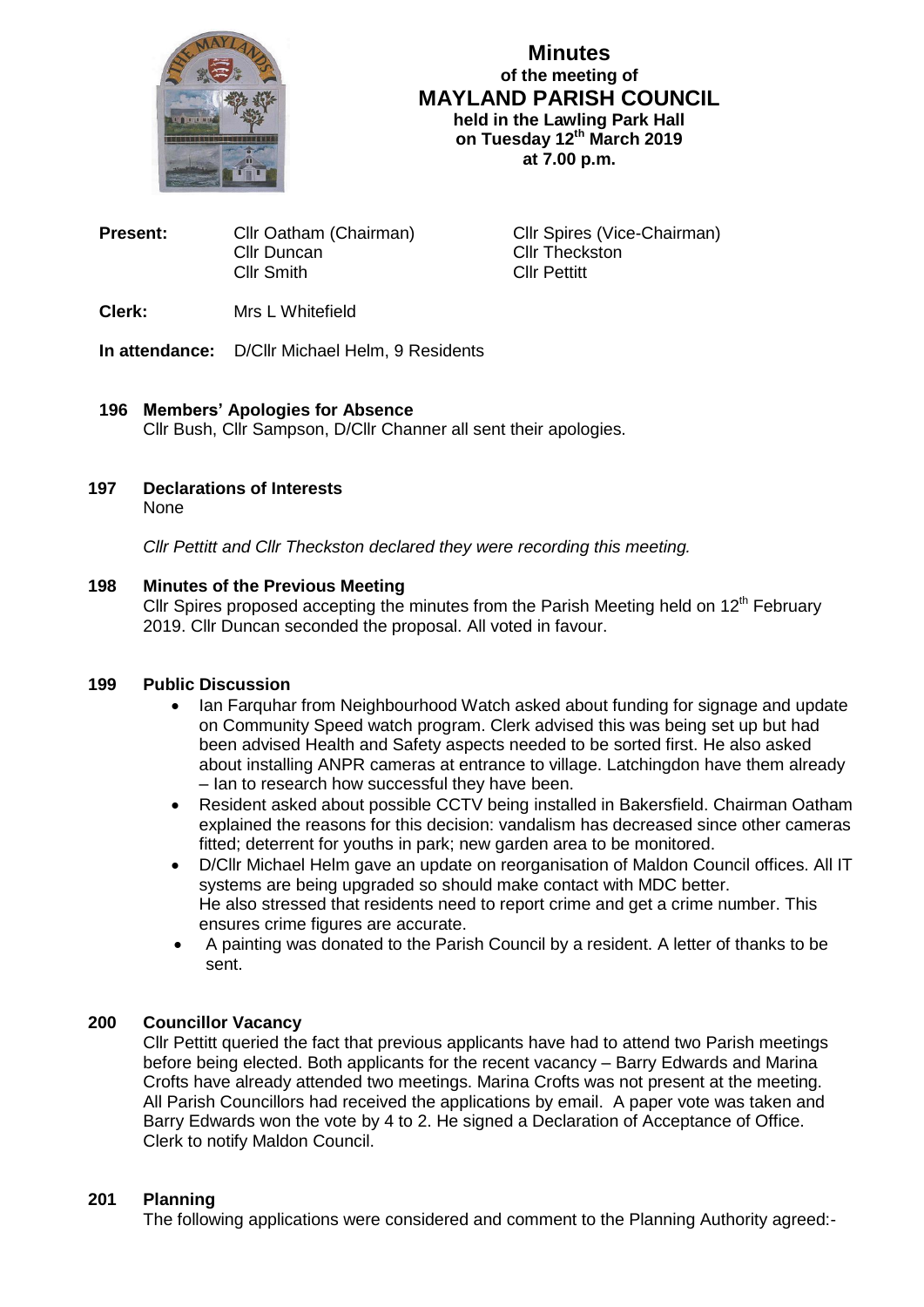# Minutes

## of the meeting of

## MAYLAND PARISH COUNCIL

**held in the Lawling Park Hall**
**on Tuesday 12th March 2019**
**at 7.00 p.m.**

**Present:** Cllr Oatham (Chairman), Cllr Spires (Vice-Chairman), Cllr Duncan, Cllr Theckston, Cllr Smith, Cllr Pettitt

**Clerk:** Mrs L Whitefield

**In attendance:** D/Cllr Michael Helm, 9 Residents

### 196 Members' Apologies for Absence

Cllr Bush, Cllr Sampson, D/Cllr Channer all sent their apologies.

### 197 Declarations of Interests

None

*Cllr Pettitt and Cllr Theckston declared they were recording this meeting.*

### 198 Minutes of the Previous Meeting

Cllr Spires proposed accepting the minutes from the Parish Meeting held on 12th February 2019. Cllr Duncan seconded the proposal. All voted in favour.

### 199 Public Discussion

- Ian Farquhar from Neighbourhood Watch asked about funding for signage and update on Community Speed watch program. Clerk advised this was being set up but had been advised Health and Safety aspects needed to be sorted first. He also asked about installing ANPR cameras at entrance to village. Latchingdon have them already – Ian to research how successful they have been.
- Resident asked about possible CCTV being installed in Bakersfield. Chairman Oatham explained the reasons for this decision: vandalism has decreased since other cameras fitted; deterrent for youths in park; new garden area to be monitored.
- D/Cllr Michael Helm gave an update on reorganisation of Maldon Council offices. All IT systems are being upgraded so should make contact with MDC better.
  He also stressed that residents need to report crime and get a crime number. This ensures crime figures are accurate.
- A painting was donated to the Parish Council by a resident. A letter of thanks to be sent.

### 200 Councillor Vacancy

Cllr Pettitt queried the fact that previous applicants have had to attend two Parish meetings before being elected. Both applicants for the recent vacancy – Barry Edwards and Marina Crofts have already attended two meetings. Marina Crofts was not present at the meeting. All Parish Councillors had received the applications by email. A paper vote was taken and Barry Edwards won the vote by 4 to 2. He signed a Declaration of Acceptance of Office. Clerk to notify Maldon Council.

### 201 Planning

The following applications were considered and comment to the Planning Authority agreed:-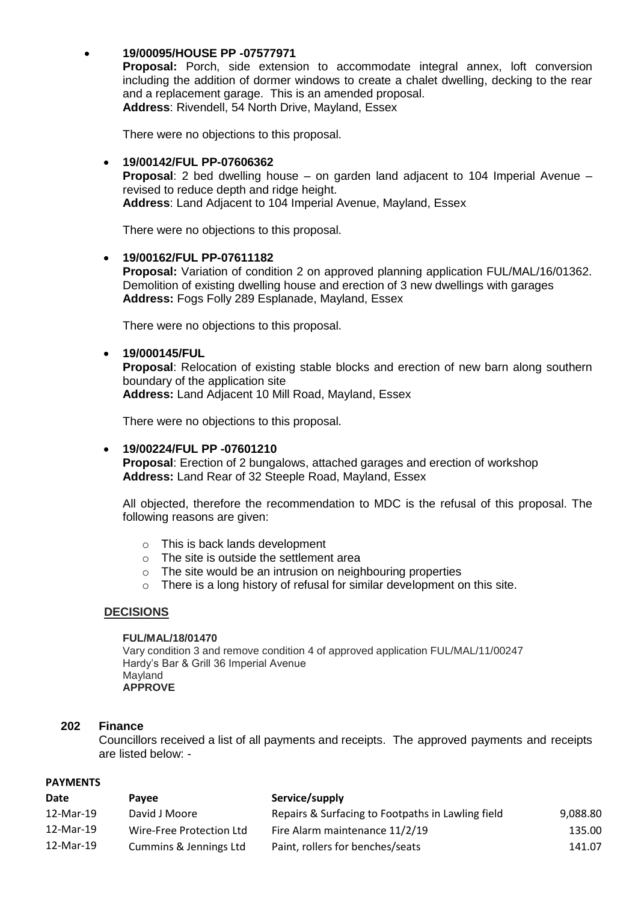- **19/00095/HOUSE PP -07577971**
  **Proposal:** Porch, side extension to accommodate integral annex, loft conversion including the addition of dormer windows to create a chalet dwelling, decking to the rear and a replacement garage. This is an amended proposal.
  **Address**: Rivendell, 54 North Drive, Mayland, Essex

  There were no objections to this proposal.

- **19/00142/FUL PP-07606362**
  **Proposal**: 2 bed dwelling house – on garden land adjacent to 104 Imperial Avenue – revised to reduce depth and ridge height.
  **Address**: Land Adjacent to 104 Imperial Avenue, Mayland, Essex

  There were no objections to this proposal.

- **19/00162/FUL PP-07611182**
  **Proposal:** Variation of condition 2 on approved planning application FUL/MAL/16/01362. Demolition of existing dwelling house and erection of 3 new dwellings with garages
  **Address:** Fogs Folly 289 Esplanade, Mayland, Essex

  There were no objections to this proposal.

- **19/000145/FUL**
  **Proposal**: Relocation of existing stable blocks and erection of new barn along southern boundary of the application site
  **Address:** Land Adjacent 10 Mill Road, Mayland, Essex

  There were no objections to this proposal.

- **19/00224/FUL PP -07601210**
  **Proposal**: Erection of 2 bungalows, attached garages and erection of workshop
  **Address:** Land Rear of 32 Steeple Road, Mayland, Essex

  All objected, therefore the recommendation to MDC is the refusal of this proposal. The following reasons are given:

  - This is back lands development
  - The site is outside the settlement area
  - The site would be an intrusion on neighbouring properties
  - There is a long history of refusal for similar development on this site.

**DECISIONS**

**FUL/MAL/18/01470**
Vary condition 3 and remove condition 4 of approved application FUL/MAL/11/00247
Hardy's Bar & Grill 36 Imperial Avenue
Mayland
**APPROVE**

## 202 Finance

Councillors received a list of all payments and receipts. The approved payments and receipts are listed below: -

**PAYMENTS**

| Date | Payee | Service/supply | |
|---|---|---|---|
| 12-Mar-19 | David J Moore | Repairs & Surfacing to Footpaths in Lawling field | 9,088.80 |
| 12-Mar-19 | Wire-Free Protection Ltd | Fire Alarm maintenance 11/2/19 | 135.00 |
| 12-Mar-19 | Cummins & Jennings Ltd | Paint, rollers for benches/seats | 141.07 |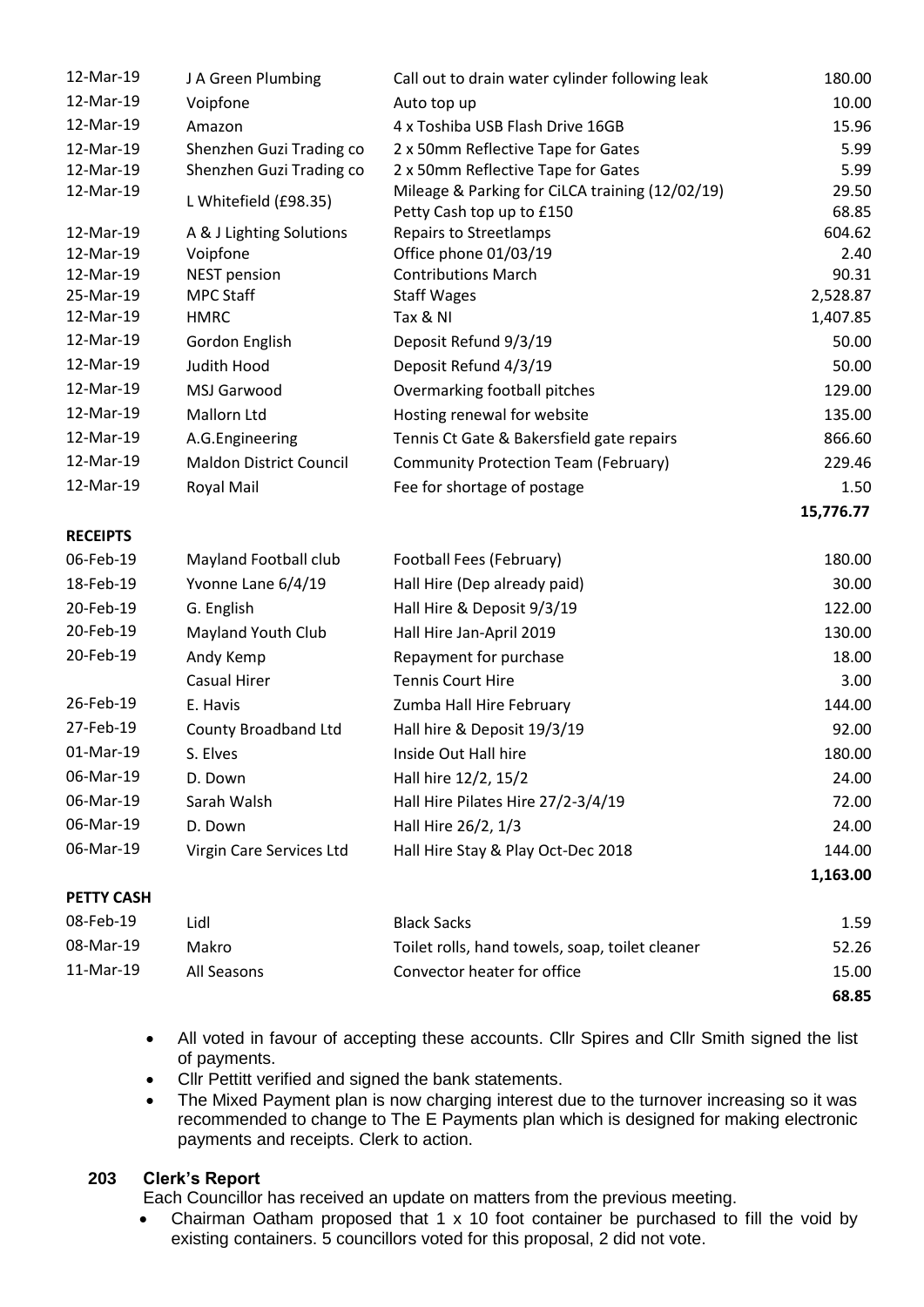| | | | |
|---|---|---|---|
| 12-Mar-19 | J A Green Plumbing | Call out to drain water cylinder following leak | 180.00 |
| 12-Mar-19 | Voipfone | Auto top up | 10.00 |
| 12-Mar-19 | Amazon | 4 x Toshiba USB Flash Drive 16GB | 15.96 |
| 12-Mar-19 | Shenzhen Guzi Trading co | 2 x 50mm Reflective Tape for Gates | 5.99 |
| 12-Mar-19 | Shenzhen Guzi Trading co | 2 x 50mm Reflective Tape for Gates | 5.99 |
| 12-Mar-19 | L Whitefield (£98.35) | Mileage & Parking for CiLCA training (12/02/19) | 29.50 |
| | | Petty Cash top up to £150 | 68.85 |
| 12-Mar-19 | A & J Lighting Solutions | Repairs to Streetlamps | 604.62 |
| 12-Mar-19 | Voipfone | Office phone 01/03/19 | 2.40 |
| 12-Mar-19 | NEST pension | Contributions March | 90.31 |
| 25-Mar-19 | MPC Staff | Staff Wages | 2,528.87 |
| 12-Mar-19 | HMRC | Tax & NI | 1,407.85 |
| 12-Mar-19 | Gordon English | Deposit Refund 9/3/19 | 50.00 |
| 12-Mar-19 | Judith Hood | Deposit Refund 4/3/19 | 50.00 |
| 12-Mar-19 | MSJ Garwood | Overmarking football pitches | 129.00 |
| 12-Mar-19 | Mallorn Ltd | Hosting renewal for website | 135.00 |
| 12-Mar-19 | A.G.Engineering | Tennis Ct Gate & Bakersfield gate repairs | 866.60 |
| 12-Mar-19 | Maldon District Council | Community Protection Team (February) | 229.46 |
| 12-Mar-19 | Royal Mail | Fee for shortage of postage | 1.50 |
| | | | **15,776.77** |

**RECEIPTS**

| | | | |
|---|---|---|---|
| 06-Feb-19 | Mayland Football club | Football Fees (February) | 180.00 |
| 18-Feb-19 | Yvonne Lane 6/4/19 | Hall Hire (Dep already paid) | 30.00 |
| 20-Feb-19 | G. English | Hall Hire & Deposit 9/3/19 | 122.00 |
| 20-Feb-19 | Mayland Youth Club | Hall Hire Jan-April 2019 | 130.00 |
| 20-Feb-19 | Andy Kemp | Repayment for purchase | 18.00 |
| | Casual Hirer | Tennis Court Hire | 3.00 |
| 26-Feb-19 | E. Havis | Zumba Hall Hire February | 144.00 |
| 27-Feb-19 | County Broadband Ltd | Hall hire & Deposit 19/3/19 | 92.00 |
| 01-Mar-19 | S. Elves | Inside Out Hall hire | 180.00 |
| 06-Mar-19 | D. Down | Hall hire 12/2, 15/2 | 24.00 |
| 06-Mar-19 | Sarah Walsh | Hall Hire Pilates Hire 27/2-3/4/19 | 72.00 |
| 06-Mar-19 | D. Down | Hall Hire 26/2, 1/3 | 24.00 |
| 06-Mar-19 | Virgin Care Services Ltd | Hall Hire Stay & Play Oct-Dec 2018 | 144.00 |
| | | | **1,163.00** |

**PETTY CASH**

| | | | |
|---|---|---|---|
| 08-Feb-19 | Lidl | Black Sacks | 1.59 |
| 08-Mar-19 | Makro | Toilet rolls, hand towels, soap, toilet cleaner | 52.26 |
| 11-Mar-19 | All Seasons | Convector heater for office | 15.00 |
| | | | **68.85** |

- All voted in favour of accepting these accounts. Cllr Spires and Cllr Smith signed the list of payments.
- Cllr Pettitt verified and signed the bank statements.
- The Mixed Payment plan is now charging interest due to the turnover increasing so it was recommended to change to The E Payments plan which is designed for making electronic payments and receipts. Clerk to action.

**203 Clerk's Report**

Each Councillor has received an update on matters from the previous meeting.

- Chairman Oatham proposed that 1 x 10 foot container be purchased to fill the void by existing containers. 5 councillors voted for this proposal, 2 did not vote.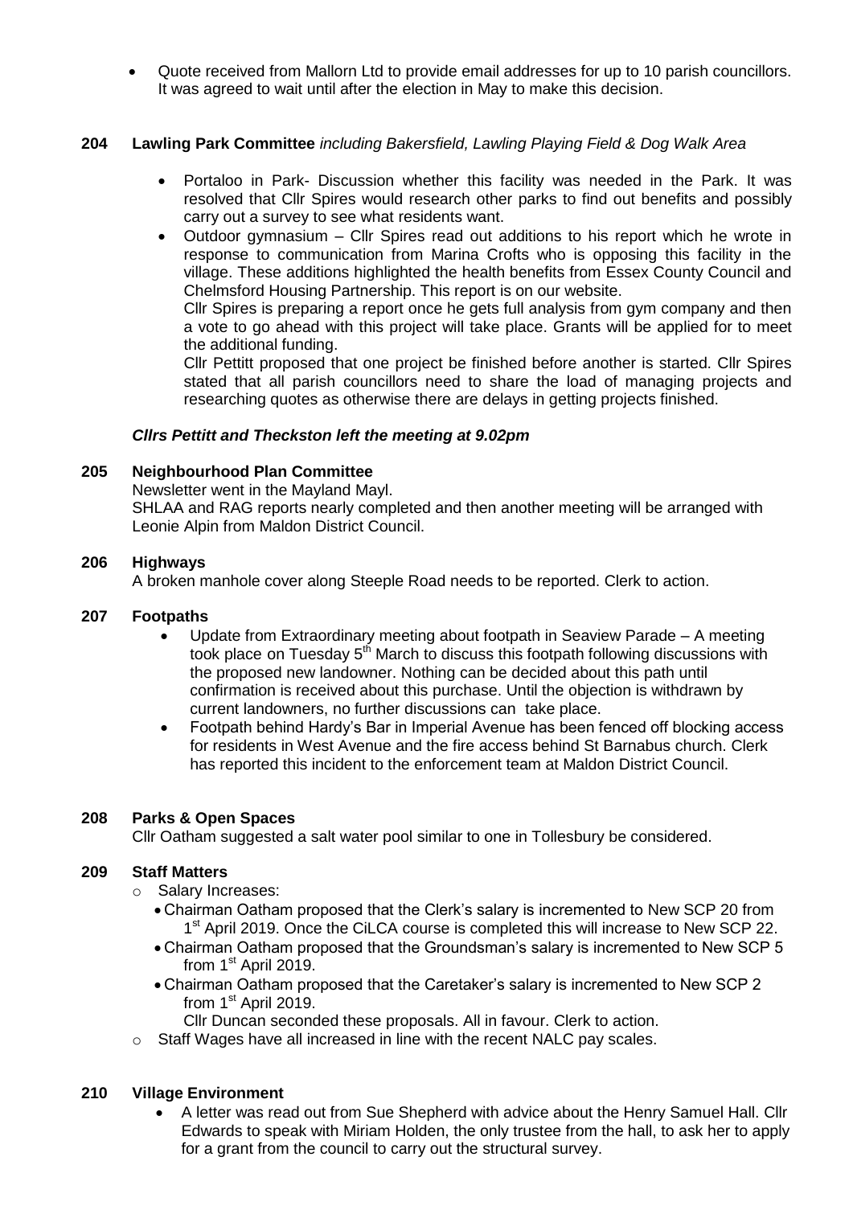- Quote received from Mallorn Ltd to provide email addresses for up to 10 parish councillors. It was agreed to wait until after the election in May to make this decision.

**204 Lawling Park Committee** *including Bakersfield, Lawling Playing Field & Dog Walk Area*

- Portaloo in Park- Discussion whether this facility was needed in the Park. It was resolved that Cllr Spires would research other parks to find out benefits and possibly carry out a survey to see what residents want.
- Outdoor gymnasium – Cllr Spires read out additions to his report which he wrote in response to communication from Marina Crofts who is opposing this facility in the village. These additions highlighted the health benefits from Essex County Council and Chelmsford Housing Partnership. This report is on our website.

  Cllr Spires is preparing a report once he gets full analysis from gym company and then a vote to go ahead with this project will take place. Grants will be applied for to meet the additional funding.

  Cllr Pettitt proposed that one project be finished before another is started. Cllr Spires stated that all parish councillors need to share the load of managing projects and researching quotes as otherwise there are delays in getting projects finished.

***Cllrs Pettitt and Theckston left the meeting at 9.02pm***

**205 Neighbourhood Plan Committee**

Newsletter went in the Mayland Mayl.

SHLAA and RAG reports nearly completed and then another meeting will be arranged with Leonie Alpin from Maldon District Council.

**206 Highways**

A broken manhole cover along Steeple Road needs to be reported. Clerk to action.

**207 Footpaths**

- Update from Extraordinary meeting about footpath in Seaview Parade – A meeting took place on Tuesday 5th March to discuss this footpath following discussions with the proposed new landowner. Nothing can be decided about this path until confirmation is received about this purchase. Until the objection is withdrawn by current landowners, no further discussions can take place.
- Footpath behind Hardy's Bar in Imperial Avenue has been fenced off blocking access for residents in West Avenue and the fire access behind St Barnabus church. Clerk has reported this incident to the enforcement team at Maldon District Council.

**208 Parks & Open Spaces**

Cllr Oatham suggested a salt water pool similar to one in Tollesbury be considered.

**209 Staff Matters**

- Salary Increases:
  - Chairman Oatham proposed that the Clerk's salary is incremented to New SCP 20 from 1st April 2019. Once the CiLCA course is completed this will increase to New SCP 22.
  - Chairman Oatham proposed that the Groundsman's salary is incremented to New SCP 5 from 1st April 2019.
  - Chairman Oatham proposed that the Caretaker's salary is incremented to New SCP 2 from 1st April 2019.

    Cllr Duncan seconded these proposals. All in favour. Clerk to action.
- Staff Wages have all increased in line with the recent NALC pay scales.

**210 Village Environment**

- A letter was read out from Sue Shepherd with advice about the Henry Samuel Hall. Cllr Edwards to speak with Miriam Holden, the only trustee from the hall, to ask her to apply for a grant from the council to carry out the structural survey.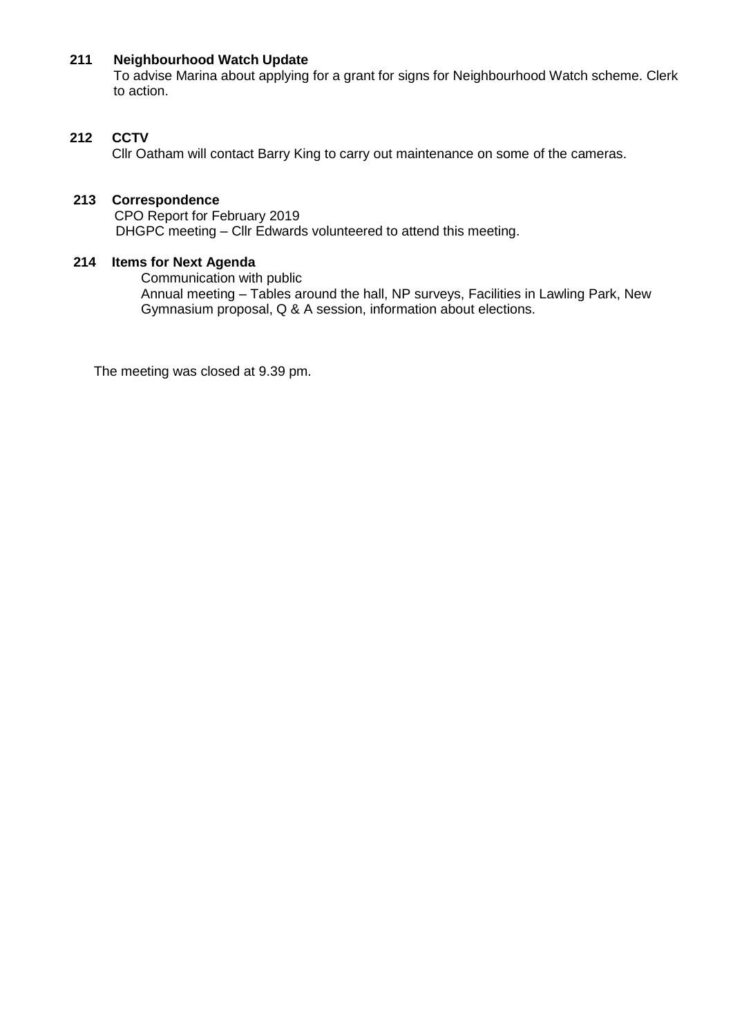**211 Neighbourhood Watch Update**

To advise Marina about applying for a grant for signs for Neighbourhood Watch scheme. Clerk to action.

**212 CCTV**

Cllr Oatham will contact Barry King to carry out maintenance on some of the cameras.

**213 Correspondence**

CPO Report for February 2019

DHGPC meeting – Cllr Edwards volunteered to attend this meeting.

**214 Items for Next Agenda**

Communication with public

Annual meeting – Tables around the hall, NP surveys, Facilities in Lawling Park, New Gymnasium proposal, Q & A session, information about elections.

The meeting was closed at 9.39 pm.